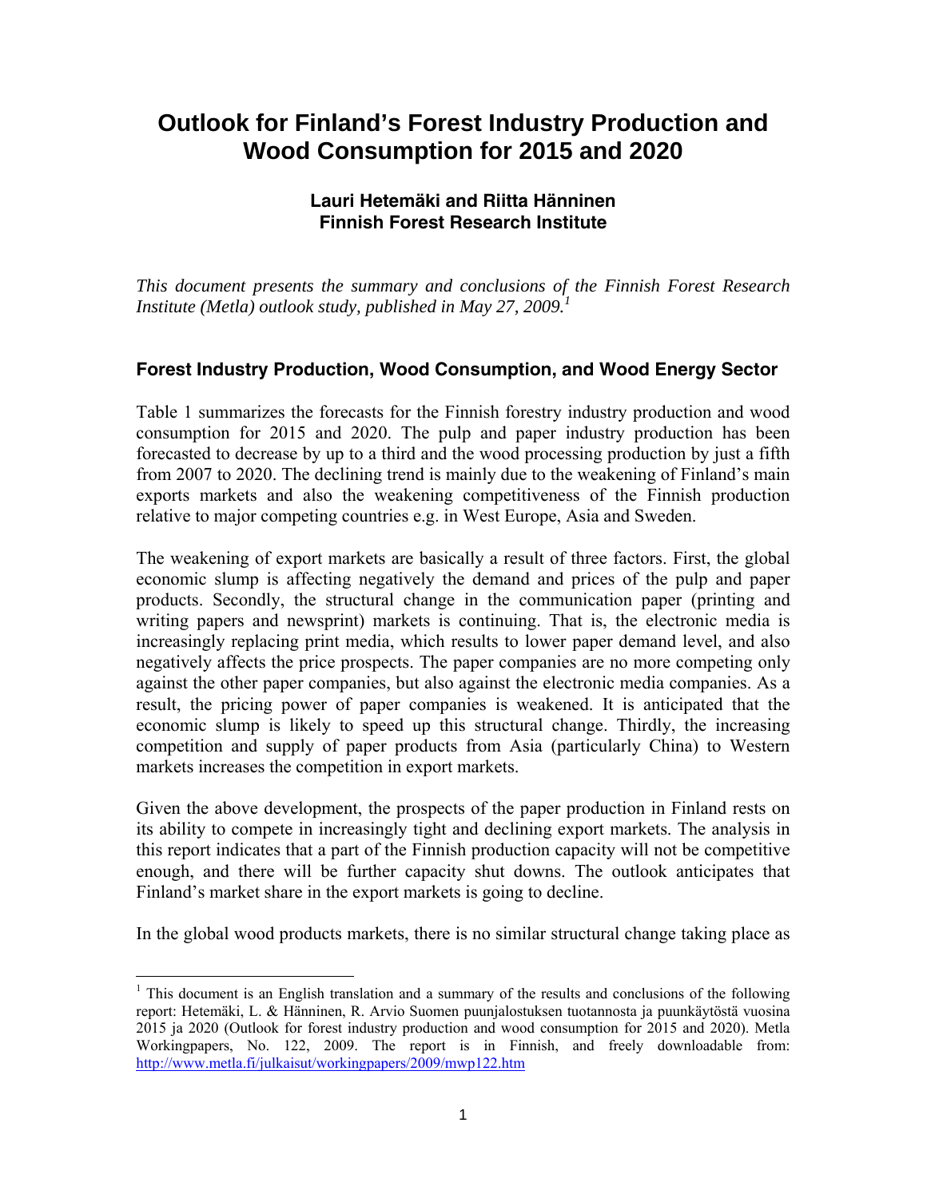# Outlook for Finland's Forest Industry Production and Wood Consumption for 2015 and 2020

**Lauri Hetemäki and Riitta Hänninen**
**Finnish Forest Research Institute**

*This document presents the summary and conclusions of the Finnish Forest Research Institute (Metla) outlook study, published in May 27, 2009.*[1]

## Forest Industry Production, Wood Consumption, and Wood Energy Sector

Table 1 summarizes the forecasts for the Finnish forestry industry production and wood consumption for 2015 and 2020. The pulp and paper industry production has been forecasted to decrease by up to a third and the wood processing production by just a fifth from 2007 to 2020. The declining trend is mainly due to the weakening of Finland's main exports markets and also the weakening competitiveness of the Finnish production relative to major competing countries e.g. in West Europe, Asia and Sweden.

The weakening of export markets are basically a result of three factors. First, the global economic slump is affecting negatively the demand and prices of the pulp and paper products. Secondly, the structural change in the communication paper (printing and writing papers and newsprint) markets is continuing. That is, the electronic media is increasingly replacing print media, which results to lower paper demand level, and also negatively affects the price prospects. The paper companies are no more competing only against the other paper companies, but also against the electronic media companies. As a result, the pricing power of paper companies is weakened. It is anticipated that the economic slump is likely to speed up this structural change. Thirdly, the increasing competition and supply of paper products from Asia (particularly China) to Western markets increases the competition in export markets.

Given the above development, the prospects of the paper production in Finland rests on its ability to compete in increasingly tight and declining export markets. The analysis in this report indicates that a part of the Finnish production capacity will not be competitive enough, and there will be further capacity shut downs. The outlook anticipates that Finland's market share in the export markets is going to decline.

In the global wood products markets, there is no similar structural change taking place as

---

[1] This document is an English translation and a summary of the results and conclusions of the following report: Hetemäki, L. & Hänninen, R. Arvio Suomen puunjalostuksen tuotannosta ja puunkäytöstä vuosina 2015 ja 2020 (Outlook for forest industry production and wood consumption for 2015 and 2020). Metla Workingpapers, No. 122, 2009. The report is in Finnish, and freely downloadable from: http://www.metla.fi/julkaisut/workingpapers/2009/mwp122.htm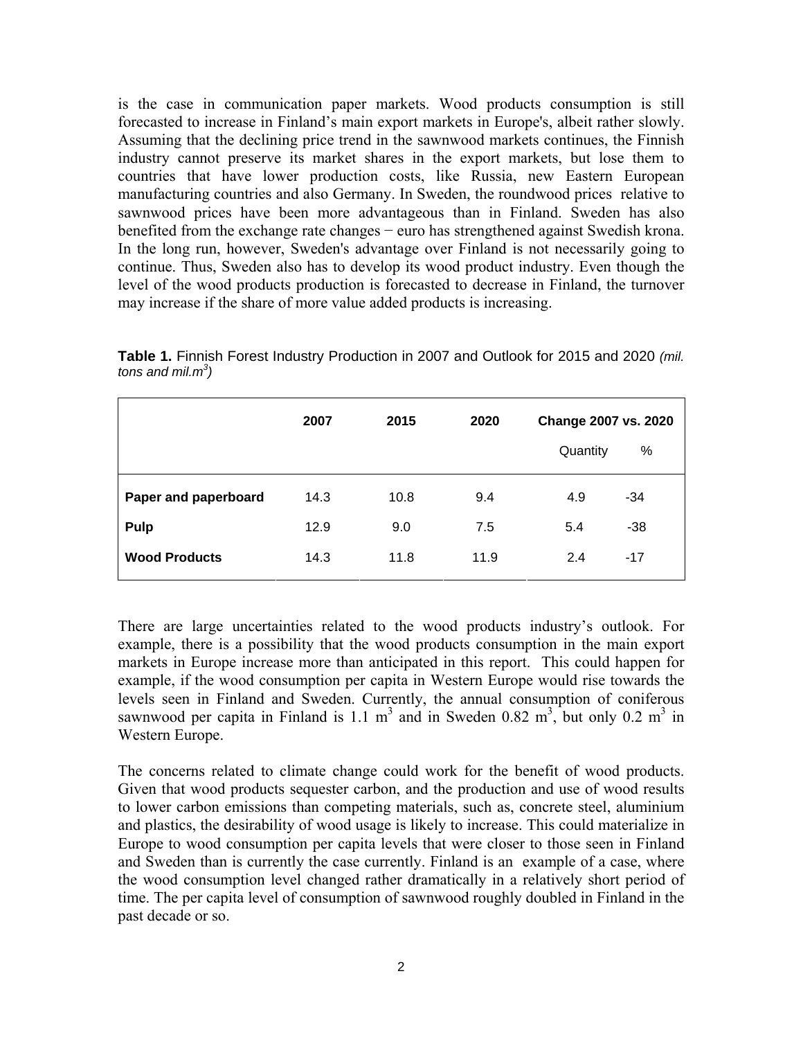is the case in communication paper markets. Wood products consumption is still forecasted to increase in Finland's main export markets in Europe's, albeit rather slowly. Assuming that the declining price trend in the sawnwood markets continues, the Finnish industry cannot preserve its market shares in the export markets, but lose them to countries that have lower production costs, like Russia, new Eastern European manufacturing countries and also Germany. In Sweden, the roundwood prices relative to sawnwood prices have been more advantageous than in Finland. Sweden has also benefited from the exchange rate changes − euro has strengthened against Swedish krona. In the long run, however, Sweden's advantage over Finland is not necessarily going to continue. Thus, Sweden also has to develop its wood product industry. Even though the level of the wood products production is forecasted to decrease in Finland, the turnover may increase if the share of more value added products is increasing.

**Table 1.** Finnish Forest Industry Production in 2007 and Outlook for 2015 and 2020 *(mil. tons and mil.m$^3$)*

| | 2007 | 2015 | 2020 | Change 2007 vs. 2020 | |
|---|---|---|---|---|---|
| | | | | Quantity | % |
| **Paper and paperboard** | 14.3 | 10.8 | 9.4 | 4.9 | -34 |
| **Pulp** | 12.9 | 9.0 | 7.5 | 5.4 | -38 |
| **Wood Products** | 14.3 | 11.8 | 11.9 | 2.4 | -17 |

There are large uncertainties related to the wood products industry's outlook. For example, there is a possibility that the wood products consumption in the main export markets in Europe increase more than anticipated in this report. This could happen for example, if the wood consumption per capita in Western Europe would rise towards the levels seen in Finland and Sweden. Currently, the annual consumption of coniferous sawnwood per capita in Finland is 1.1 m$^3$ and in Sweden 0.82 m$^3$, but only 0.2 m$^3$ in Western Europe.

The concerns related to climate change could work for the benefit of wood products. Given that wood products sequester carbon, and the production and use of wood results to lower carbon emissions than competing materials, such as, concrete steel, aluminium and plastics, the desirability of wood usage is likely to increase. This could materialize in Europe to wood consumption per capita levels that were closer to those seen in Finland and Sweden than is currently the case currently. Finland is an example of a case, where the wood consumption level changed rather dramatically in a relatively short period of time. The per capita level of consumption of sawnwood roughly doubled in Finland in the past decade or so.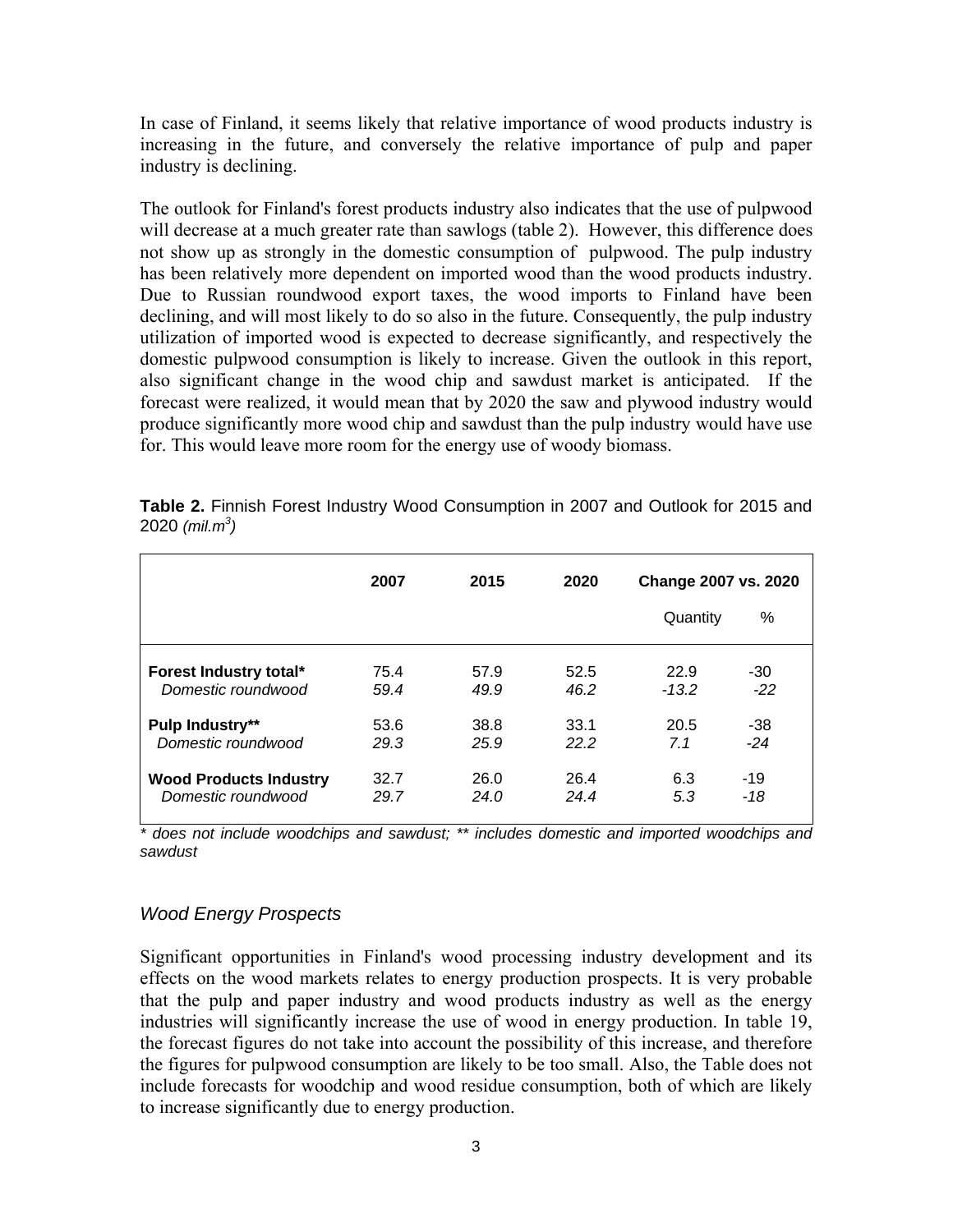In case of Finland, it seems likely that relative importance of wood products industry is increasing in the future, and conversely the relative importance of pulp and paper industry is declining.

The outlook for Finland's forest products industry also indicates that the use of pulpwood will decrease at a much greater rate than sawlogs (table 2). However, this difference does not show up as strongly in the domestic consumption of pulpwood. The pulp industry has been relatively more dependent on imported wood than the wood products industry. Due to Russian roundwood export taxes, the wood imports to Finland have been declining, and will most likely to do so also in the future. Consequently, the pulp industry utilization of imported wood is expected to decrease significantly, and respectively the domestic pulpwood consumption is likely to increase. Given the outlook in this report, also significant change in the wood chip and sawdust market is anticipated. If the forecast were realized, it would mean that by 2020 the saw and plywood industry would produce significantly more wood chip and sawdust than the pulp industry would have use for. This would leave more room for the energy use of woody biomass.

**Table 2.** Finnish Forest Industry Wood Consumption in 2007 and Outlook for 2015 and 2020 *(mil.m$^3$)*

| | 2007 | 2015 | 2020 | Change 2007 vs. 2020 | |
|---|---|---|---|---|---|
| | | | | Quantity | % |
| **Forest Industry total*** | 75.4 | 57.9 | 52.5 | 22.9 | -30 |
| *Domestic roundwood* | *59.4* | *49.9* | *46.2* | *-13.2* | *-22* |
| **Pulp Industry**** | 53.6 | 38.8 | 33.1 | 20.5 | -38 |
| *Domestic roundwood* | *29.3* | *25.9* | *22.2* | *7.1* | *-24* |
| **Wood Products Industry** | 32.7 | 26.0 | 26.4 | 6.3 | -19 |
| *Domestic roundwood* | *29.7* | *24.0* | *24.4* | *5.3* | *-18* |

*\* does not include woodchips and sawdust; \*\* includes domestic and imported woodchips and sawdust*

### *Wood Energy Prospects*

Significant opportunities in Finland's wood processing industry development and its effects on the wood markets relates to energy production prospects. It is very probable that the pulp and paper industry and wood products industry as well as the energy industries will significantly increase the use of wood in energy production. In table 19, the forecast figures do not take into account the possibility of this increase, and therefore the figures for pulpwood consumption are likely to be too small. Also, the Table does not include forecasts for woodchip and wood residue consumption, both of which are likely to increase significantly due to energy production.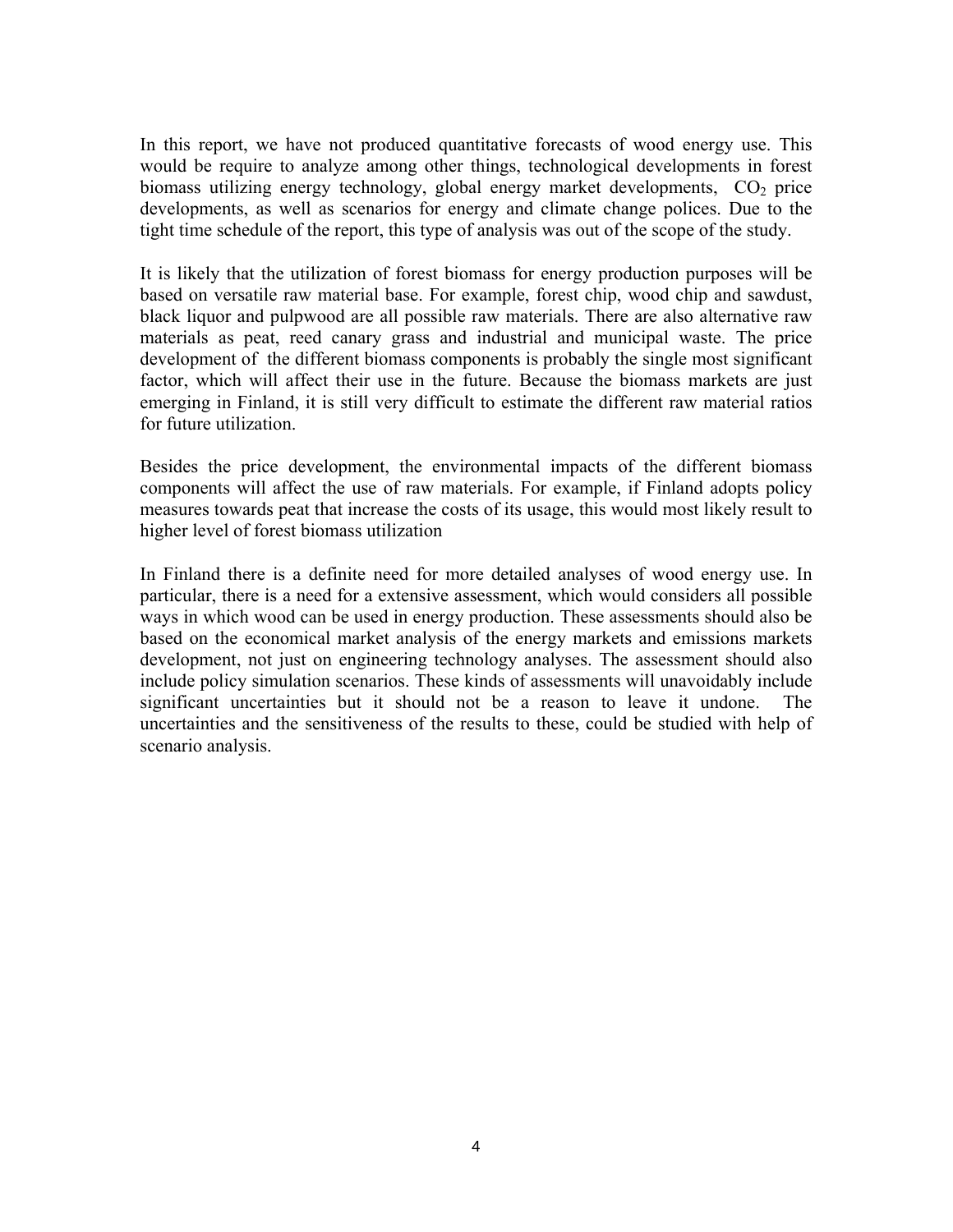In this report, we have not produced quantitative forecasts of wood energy use. This would be require to analyze among other things, technological developments in forest biomass utilizing energy technology, global energy market developments, $CO_2$ price developments, as well as scenarios for energy and climate change polices. Due to the tight time schedule of the report, this type of analysis was out of the scope of the study.

It is likely that the utilization of forest biomass for energy production purposes will be based on versatile raw material base. For example, forest chip, wood chip and sawdust, black liquor and pulpwood are all possible raw materials. There are also alternative raw materials as peat, reed canary grass and industrial and municipal waste. The price development of the different biomass components is probably the single most significant factor, which will affect their use in the future. Because the biomass markets are just emerging in Finland, it is still very difficult to estimate the different raw material ratios for future utilization.

Besides the price development, the environmental impacts of the different biomass components will affect the use of raw materials. For example, if Finland adopts policy measures towards peat that increase the costs of its usage, this would most likely result to higher level of forest biomass utilization

In Finland there is a definite need for more detailed analyses of wood energy use. In particular, there is a need for a extensive assessment, which would considers all possible ways in which wood can be used in energy production. These assessments should also be based on the economical market analysis of the energy markets and emissions markets development, not just on engineering technology analyses. The assessment should also include policy simulation scenarios. These kinds of assessments will unavoidably include significant uncertainties but it should not be a reason to leave it undone. The uncertainties and the sensitiveness of the results to these, could be studied with help of scenario analysis.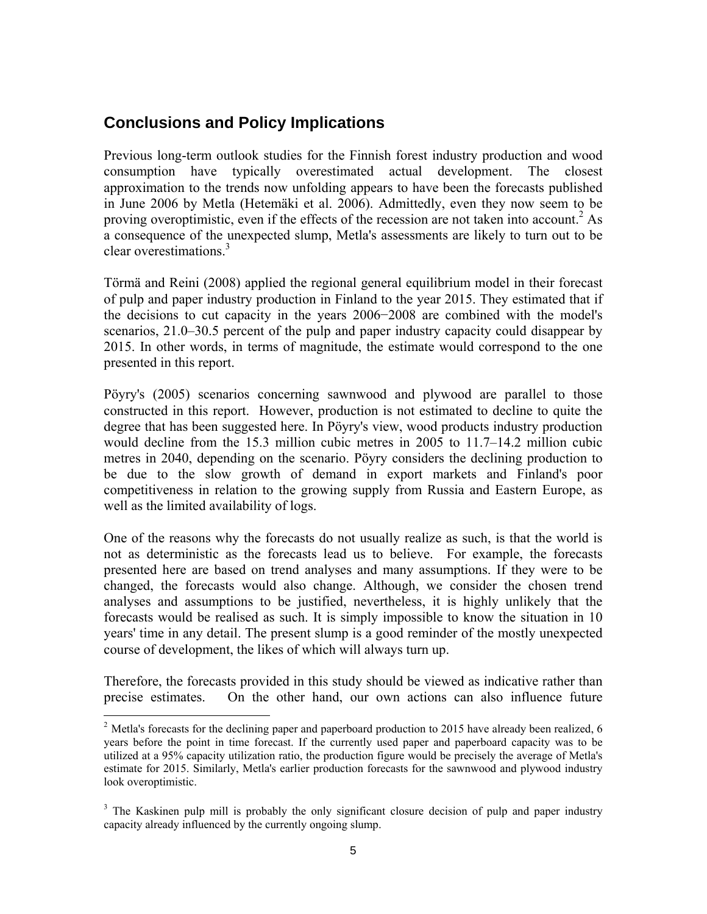## Conclusions and Policy Implications

Previous long-term outlook studies for the Finnish forest industry production and wood consumption have typically overestimated actual development. The closest approximation to the trends now unfolding appears to have been the forecasts published in June 2006 by Metla (Hetemäki et al. 2006). Admittedly, even they now seem to be proving overoptimistic, even if the effects of the recession are not taken into account.[2] As a consequence of the unexpected slump, Metla's assessments are likely to turn out to be clear overestimations.[3]

Törmä and Reini (2008) applied the regional general equilibrium model in their forecast of pulp and paper industry production in Finland to the year 2015. They estimated that if the decisions to cut capacity in the years 2006−2008 are combined with the model's scenarios, 21.0–30.5 percent of the pulp and paper industry capacity could disappear by 2015. In other words, in terms of magnitude, the estimate would correspond to the one presented in this report.

Pöyry's (2005) scenarios concerning sawnwood and plywood are parallel to those constructed in this report. However, production is not estimated to decline to quite the degree that has been suggested here. In Pöyry's view, wood products industry production would decline from the 15.3 million cubic metres in 2005 to 11.7–14.2 million cubic metres in 2040, depending on the scenario. Pöyry considers the declining production to be due to the slow growth of demand in export markets and Finland's poor competitiveness in relation to the growing supply from Russia and Eastern Europe, as well as the limited availability of logs.

One of the reasons why the forecasts do not usually realize as such, is that the world is not as deterministic as the forecasts lead us to believe. For example, the forecasts presented here are based on trend analyses and many assumptions. If they were to be changed, the forecasts would also change. Although, we consider the chosen trend analyses and assumptions to be justified, nevertheless, it is highly unlikely that the forecasts would be realised as such. It is simply impossible to know the situation in 10 years' time in any detail. The present slump is a good reminder of the mostly unexpected course of development, the likes of which will always turn up.

Therefore, the forecasts provided in this study should be viewed as indicative rather than precise estimates. On the other hand, our own actions can also influence future

---

[2] Metla's forecasts for the declining paper and paperboard production to 2015 have already been realized, 6 years before the point in time forecast. If the currently used paper and paperboard capacity was to be utilized at a 95% capacity utilization ratio, the production figure would be precisely the average of Metla's estimate for 2015. Similarly, Metla's earlier production forecasts for the sawnwood and plywood industry look overoptimistic.

[3] The Kaskinen pulp mill is probably the only significant closure decision of pulp and paper industry capacity already influenced by the currently ongoing slump.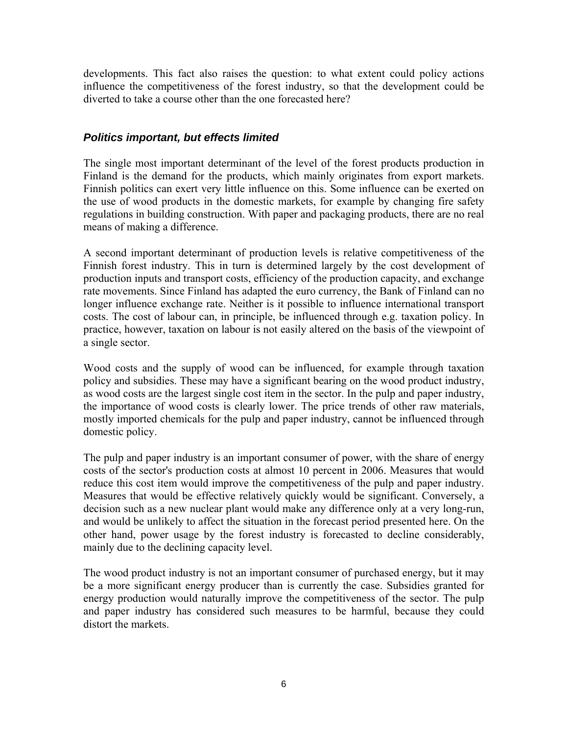developments. This fact also raises the question: to what extent could policy actions influence the competitiveness of the forest industry, so that the development could be diverted to take a course other than the one forecasted here?

### *Politics important, but effects limited*

The single most important determinant of the level of the forest products production in Finland is the demand for the products, which mainly originates from export markets. Finnish politics can exert very little influence on this. Some influence can be exerted on the use of wood products in the domestic markets, for example by changing fire safety regulations in building construction. With paper and packaging products, there are no real means of making a difference.

A second important determinant of production levels is relative competitiveness of the Finnish forest industry. This in turn is determined largely by the cost development of production inputs and transport costs, efficiency of the production capacity, and exchange rate movements. Since Finland has adapted the euro currency, the Bank of Finland can no longer influence exchange rate. Neither is it possible to influence international transport costs. The cost of labour can, in principle, be influenced through e.g. taxation policy. In practice, however, taxation on labour is not easily altered on the basis of the viewpoint of a single sector.

Wood costs and the supply of wood can be influenced, for example through taxation policy and subsidies. These may have a significant bearing on the wood product industry, as wood costs are the largest single cost item in the sector. In the pulp and paper industry, the importance of wood costs is clearly lower. The price trends of other raw materials, mostly imported chemicals for the pulp and paper industry, cannot be influenced through domestic policy.

The pulp and paper industry is an important consumer of power, with the share of energy costs of the sector's production costs at almost 10 percent in 2006. Measures that would reduce this cost item would improve the competitiveness of the pulp and paper industry. Measures that would be effective relatively quickly would be significant. Conversely, a decision such as a new nuclear plant would make any difference only at a very long-run, and would be unlikely to affect the situation in the forecast period presented here. On the other hand, power usage by the forest industry is forecasted to decline considerably, mainly due to the declining capacity level.

The wood product industry is not an important consumer of purchased energy, but it may be a more significant energy producer than is currently the case. Subsidies granted for energy production would naturally improve the competitiveness of the sector. The pulp and paper industry has considered such measures to be harmful, because they could distort the markets.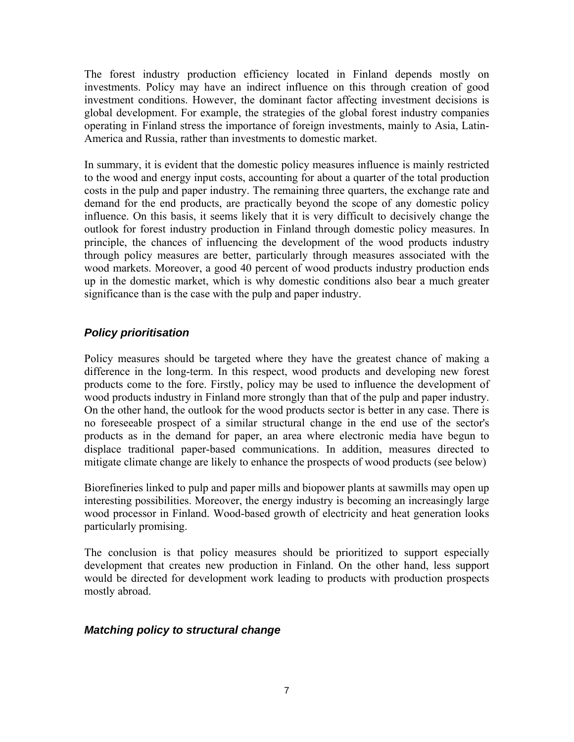The forest industry production efficiency located in Finland depends mostly on investments. Policy may have an indirect influence on this through creation of good investment conditions. However, the dominant factor affecting investment decisions is global development. For example, the strategies of the global forest industry companies operating in Finland stress the importance of foreign investments, mainly to Asia, Latin-America and Russia, rather than investments to domestic market.

In summary, it is evident that the domestic policy measures influence is mainly restricted to the wood and energy input costs, accounting for about a quarter of the total production costs in the pulp and paper industry. The remaining three quarters, the exchange rate and demand for the end products, are practically beyond the scope of any domestic policy influence. On this basis, it seems likely that it is very difficult to decisively change the outlook for forest industry production in Finland through domestic policy measures. In principle, the chances of influencing the development of the wood products industry through policy measures are better, particularly through measures associated with the wood markets. Moreover, a good 40 percent of wood products industry production ends up in the domestic market, which is why domestic conditions also bear a much greater significance than is the case with the pulp and paper industry.

### *Policy prioritisation*

Policy measures should be targeted where they have the greatest chance of making a difference in the long-term. In this respect, wood products and developing new forest products come to the fore. Firstly, policy may be used to influence the development of wood products industry in Finland more strongly than that of the pulp and paper industry. On the other hand, the outlook for the wood products sector is better in any case. There is no foreseeable prospect of a similar structural change in the end use of the sector's products as in the demand for paper, an area where electronic media have begun to displace traditional paper-based communications. In addition, measures directed to mitigate climate change are likely to enhance the prospects of wood products (see below)

Biorefineries linked to pulp and paper mills and biopower plants at sawmills may open up interesting possibilities. Moreover, the energy industry is becoming an increasingly large wood processor in Finland. Wood-based growth of electricity and heat generation looks particularly promising.

The conclusion is that policy measures should be prioritized to support especially development that creates new production in Finland. On the other hand, less support would be directed for development work leading to products with production prospects mostly abroad.

### *Matching policy to structural change*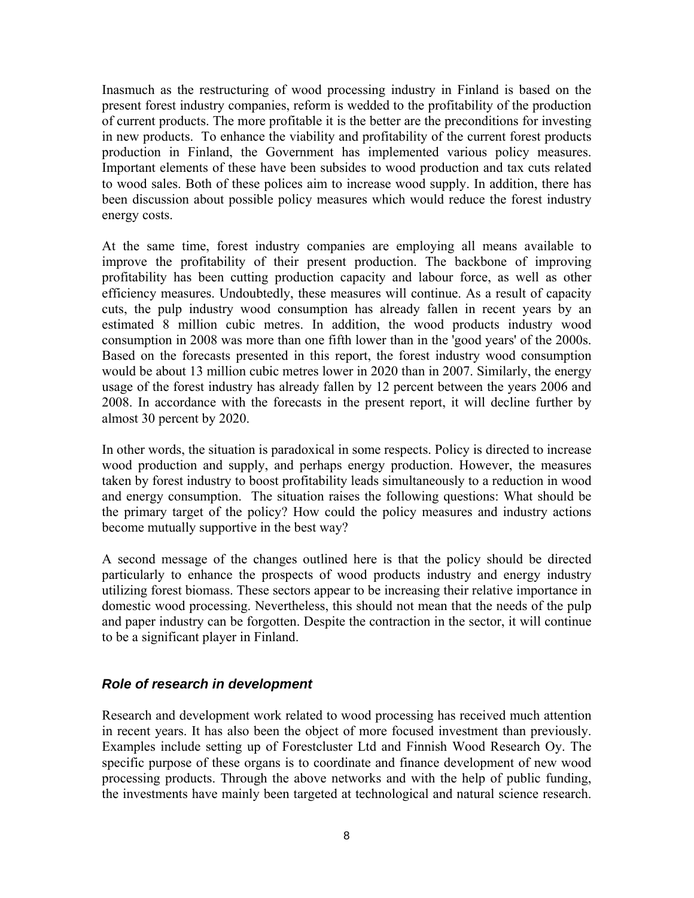Inasmuch as the restructuring of wood processing industry in Finland is based on the present forest industry companies, reform is wedded to the profitability of the production of current products. The more profitable it is the better are the preconditions for investing in new products. To enhance the viability and profitability of the current forest products production in Finland, the Government has implemented various policy measures. Important elements of these have been subsides to wood production and tax cuts related to wood sales. Both of these polices aim to increase wood supply. In addition, there has been discussion about possible policy measures which would reduce the forest industry energy costs.

At the same time, forest industry companies are employing all means available to improve the profitability of their present production. The backbone of improving profitability has been cutting production capacity and labour force, as well as other efficiency measures. Undoubtedly, these measures will continue. As a result of capacity cuts, the pulp industry wood consumption has already fallen in recent years by an estimated 8 million cubic metres. In addition, the wood products industry wood consumption in 2008 was more than one fifth lower than in the 'good years' of the 2000s. Based on the forecasts presented in this report, the forest industry wood consumption would be about 13 million cubic metres lower in 2020 than in 2007. Similarly, the energy usage of the forest industry has already fallen by 12 percent between the years 2006 and 2008. In accordance with the forecasts in the present report, it will decline further by almost 30 percent by 2020.

In other words, the situation is paradoxical in some respects. Policy is directed to increase wood production and supply, and perhaps energy production. However, the measures taken by forest industry to boost profitability leads simultaneously to a reduction in wood and energy consumption. The situation raises the following questions: What should be the primary target of the policy? How could the policy measures and industry actions become mutually supportive in the best way?

A second message of the changes outlined here is that the policy should be directed particularly to enhance the prospects of wood products industry and energy industry utilizing forest biomass. These sectors appear to be increasing their relative importance in domestic wood processing. Nevertheless, this should not mean that the needs of the pulp and paper industry can be forgotten. Despite the contraction in the sector, it will continue to be a significant player in Finland.

### *Role of research in development*

Research and development work related to wood processing has received much attention in recent years. It has also been the object of more focused investment than previously. Examples include setting up of Forestcluster Ltd and Finnish Wood Research Oy. The specific purpose of these organs is to coordinate and finance development of new wood processing products. Through the above networks and with the help of public funding, the investments have mainly been targeted at technological and natural science research.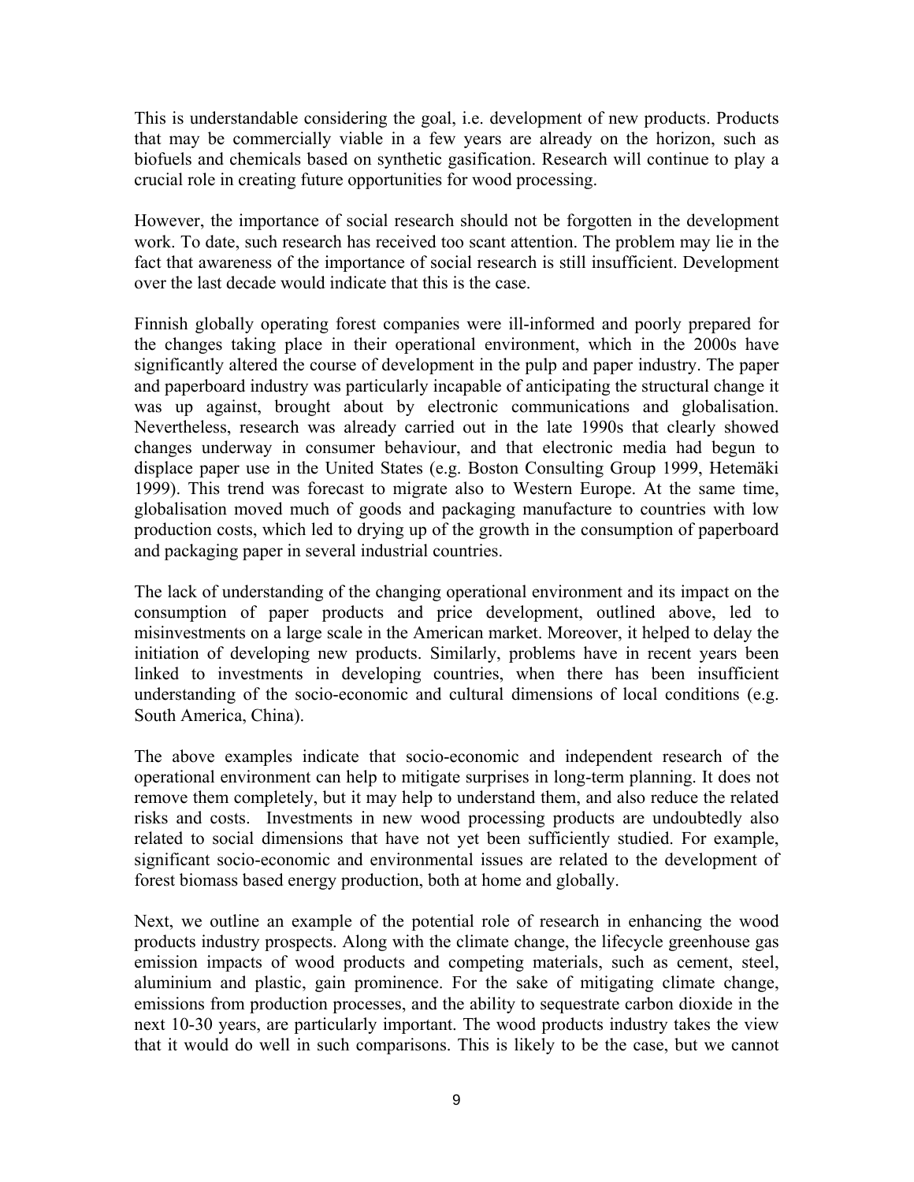This is understandable considering the goal, i.e. development of new products. Products that may be commercially viable in a few years are already on the horizon, such as biofuels and chemicals based on synthetic gasification. Research will continue to play a crucial role in creating future opportunities for wood processing.

However, the importance of social research should not be forgotten in the development work. To date, such research has received too scant attention. The problem may lie in the fact that awareness of the importance of social research is still insufficient. Development over the last decade would indicate that this is the case.

Finnish globally operating forest companies were ill-informed and poorly prepared for the changes taking place in their operational environment, which in the 2000s have significantly altered the course of development in the pulp and paper industry. The paper and paperboard industry was particularly incapable of anticipating the structural change it was up against, brought about by electronic communications and globalisation. Nevertheless, research was already carried out in the late 1990s that clearly showed changes underway in consumer behaviour, and that electronic media had begun to displace paper use in the United States (e.g. Boston Consulting Group 1999, Hetemäki 1999). This trend was forecast to migrate also to Western Europe. At the same time, globalisation moved much of goods and packaging manufacture to countries with low production costs, which led to drying up of the growth in the consumption of paperboard and packaging paper in several industrial countries.

The lack of understanding of the changing operational environment and its impact on the consumption of paper products and price development, outlined above, led to misinvestments on a large scale in the American market. Moreover, it helped to delay the initiation of developing new products. Similarly, problems have in recent years been linked to investments in developing countries, when there has been insufficient understanding of the socio-economic and cultural dimensions of local conditions (e.g. South America, China).

The above examples indicate that socio-economic and independent research of the operational environment can help to mitigate surprises in long-term planning. It does not remove them completely, but it may help to understand them, and also reduce the related risks and costs. Investments in new wood processing products are undoubtedly also related to social dimensions that have not yet been sufficiently studied. For example, significant socio-economic and environmental issues are related to the development of forest biomass based energy production, both at home and globally.

Next, we outline an example of the potential role of research in enhancing the wood products industry prospects. Along with the climate change, the lifecycle greenhouse gas emission impacts of wood products and competing materials, such as cement, steel, aluminium and plastic, gain prominence. For the sake of mitigating climate change, emissions from production processes, and the ability to sequestrate carbon dioxide in the next 10-30 years, are particularly important. The wood products industry takes the view that it would do well in such comparisons. This is likely to be the case, but we cannot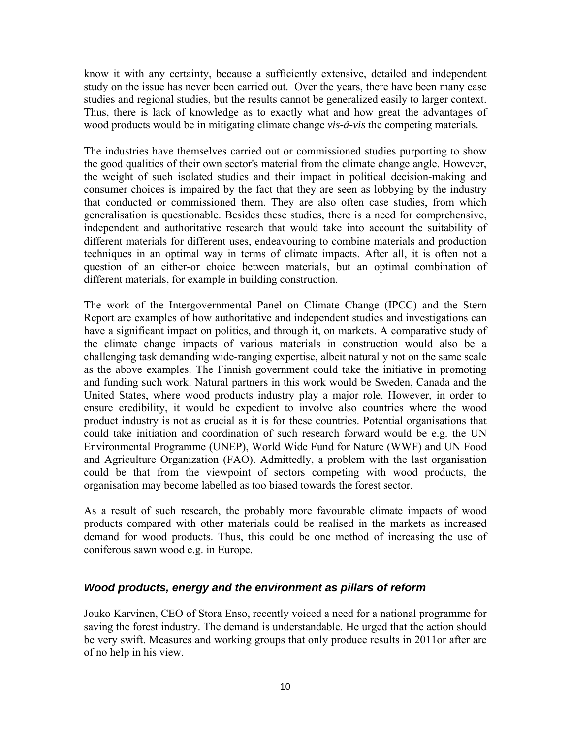know it with any certainty, because a sufficiently extensive, detailed and independent study on the issue has never been carried out. Over the years, there have been many case studies and regional studies, but the results cannot be generalized easily to larger context. Thus, there is lack of knowledge as to exactly what and how great the advantages of wood products would be in mitigating climate change *vis-á-vis* the competing materials.

The industries have themselves carried out or commissioned studies purporting to show the good qualities of their own sector's material from the climate change angle. However, the weight of such isolated studies and their impact in political decision-making and consumer choices is impaired by the fact that they are seen as lobbying by the industry that conducted or commissioned them. They are also often case studies, from which generalisation is questionable. Besides these studies, there is a need for comprehensive, independent and authoritative research that would take into account the suitability of different materials for different uses, endeavouring to combine materials and production techniques in an optimal way in terms of climate impacts. After all, it is often not a question of an either-or choice between materials, but an optimal combination of different materials, for example in building construction.

The work of the Intergovernmental Panel on Climate Change (IPCC) and the Stern Report are examples of how authoritative and independent studies and investigations can have a significant impact on politics, and through it, on markets. A comparative study of the climate change impacts of various materials in construction would also be a challenging task demanding wide-ranging expertise, albeit naturally not on the same scale as the above examples. The Finnish government could take the initiative in promoting and funding such work. Natural partners in this work would be Sweden, Canada and the United States, where wood products industry play a major role. However, in order to ensure credibility, it would be expedient to involve also countries where the wood product industry is not as crucial as it is for these countries. Potential organisations that could take initiation and coordination of such research forward would be e.g. the UN Environmental Programme (UNEP), World Wide Fund for Nature (WWF) and UN Food and Agriculture Organization (FAO). Admittedly, a problem with the last organisation could be that from the viewpoint of sectors competing with wood products, the organisation may become labelled as too biased towards the forest sector.

As a result of such research, the probably more favourable climate impacts of wood products compared with other materials could be realised in the markets as increased demand for wood products. Thus, this could be one method of increasing the use of coniferous sawn wood e.g. in Europe.

## *Wood products, energy and the environment as pillars of reform*

Jouko Karvinen, CEO of Stora Enso, recently voiced a need for a national programme for saving the forest industry. The demand is understandable. He urged that the action should be very swift. Measures and working groups that only produce results in 2011or after are of no help in his view.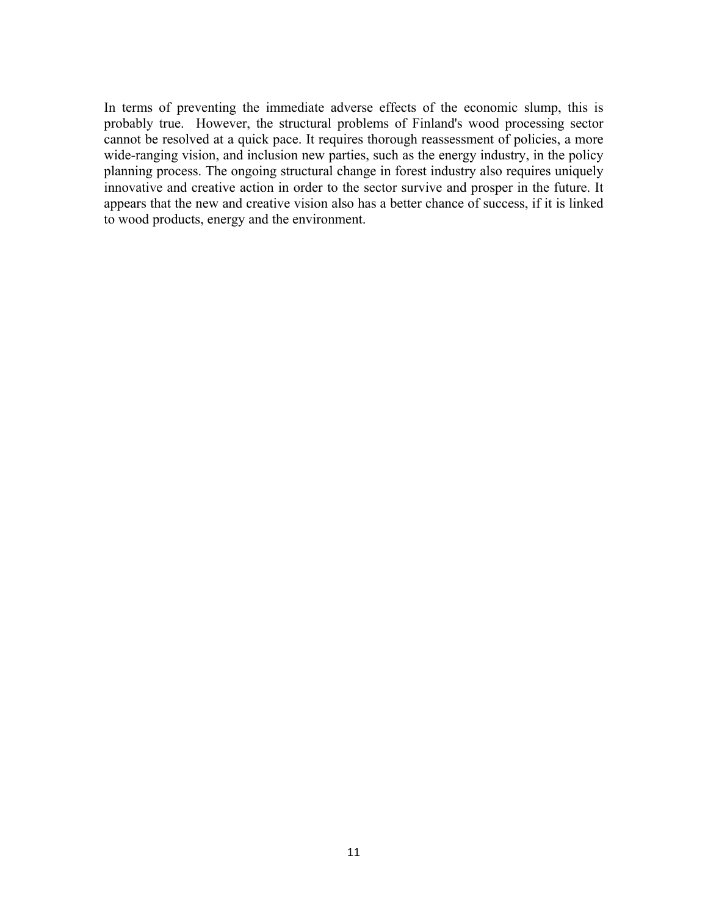In terms of preventing the immediate adverse effects of the economic slump, this is probably true. However, the structural problems of Finland's wood processing sector cannot be resolved at a quick pace. It requires thorough reassessment of policies, a more wide-ranging vision, and inclusion new parties, such as the energy industry, in the policy planning process. The ongoing structural change in forest industry also requires uniquely innovative and creative action in order to the sector survive and prosper in the future. It appears that the new and creative vision also has a better chance of success, if it is linked to wood products, energy and the environment.